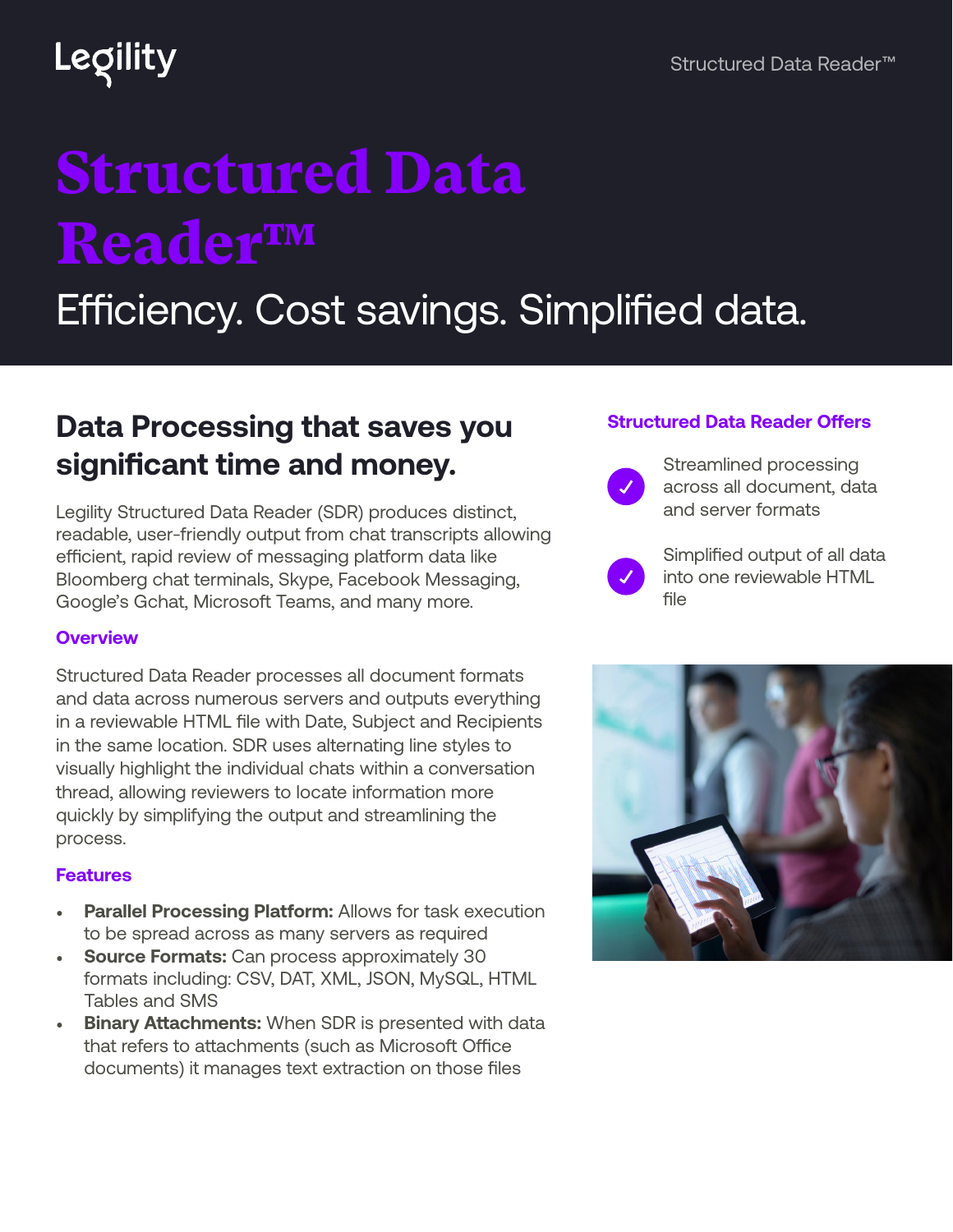Legility

# Structured Data Reader™

Efficiency. Cost savings. Simplified data.

## Data Processing that saves you significant time and money.

Legility Structured Data Reader (SDR) produces distinct, readable, user-friendly output from chat transcripts allowing efficient, rapid review of messaging platform data like Bloomberg chat terminals, Skype, Facebook Messaging, Google's Gchat, Microsoft Teams, and many more.

### Overview

Structured Data Reader processes all document formats and data across numerous servers and outputs everything in a reviewable HTML file with Date, Subject and Recipients in the same location. SDR uses alternating line styles to visually highlight the individual chats within a conversation thread, allowing reviewers to locate information more quickly by simplifying the output and streamlining the process.

### Features

- **Parallel Processing Platform:** Allows for task execution to be spread across as many servers as required
- **Source Formats:** Can process approximately 30 formats including: CSV, DAT, XML, JSON, MySQL, HTML Tables and SMS
- **Binary Attachments:** When SDR is presented with data that refers to attachments (such as Microsoft Office documents) it manages text extraction on those files

### Structured Data Reader Offers

- ✓ Streamlined processing across all document, data and server formats
- ✓ Simplified output of all data into one reviewable HTML file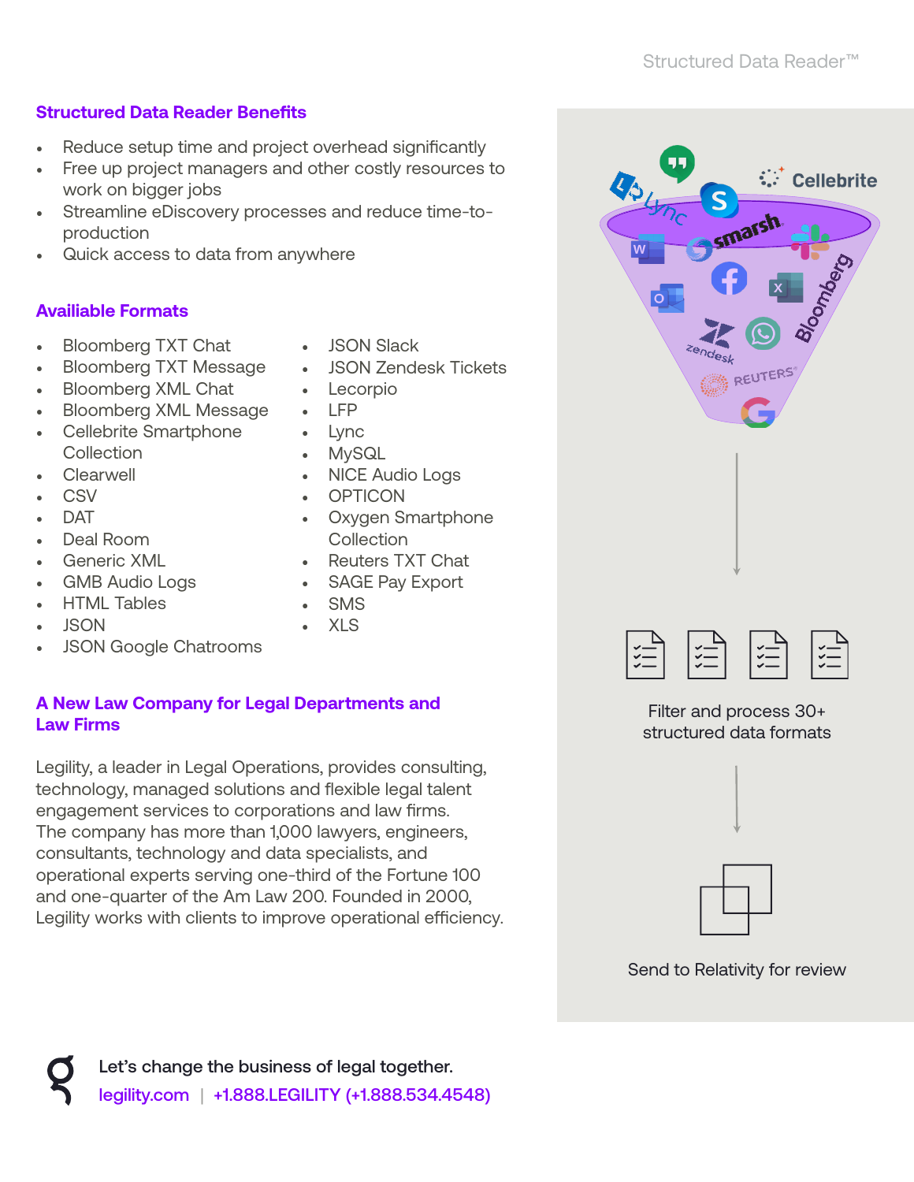## Structured Data Reader Benefits

- Reduce setup time and project overhead significantly
- Free up project managers and other costly resources to work on bigger jobs
- Streamline eDiscovery processes and reduce time-to-production
- Quick access to data from anywhere

## Availiable Formats

- Bloomberg TXT Chat
- Bloomberg TXT Message
- Bloomberg XML Chat
- Bloomberg XML Message
- Cellebrite Smartphone Collection
- Clearwell
- CSV
- DAT
- Deal Room
- Generic XML
- GMB Audio Logs
- HTML Tables
- JSON
- JSON Google Chatrooms
- JSON Slack
- JSON Zendesk Tickets
- Lecorpio
- LFP
- Lync
- MySQL
- NICE Audio Logs
- OPTICON
- Oxygen Smartphone Collection
- Reuters TXT Chat
- SAGE Pay Export
- SMS
- XLS

## A New Law Company for Legal Departments and Law Firms

Legility, a leader in Legal Operations, provides consulting, technology, managed solutions and flexible legal talent engagement services to corporations and law firms. The company has more than 1,000 lawyers, engineers, consultants, technology and data specialists, and operational experts serving one-third of the Fortune 100 and one-quarter of the Am Law 200. Founded in 2000, Legility works with clients to improve operational efficiency.

Filter and process 30+ structured data formats

Send to Relativity for review

**Let's change the business of legal together.**
legility.com | +1.888.LEGILITY (+1.888.534.4548)